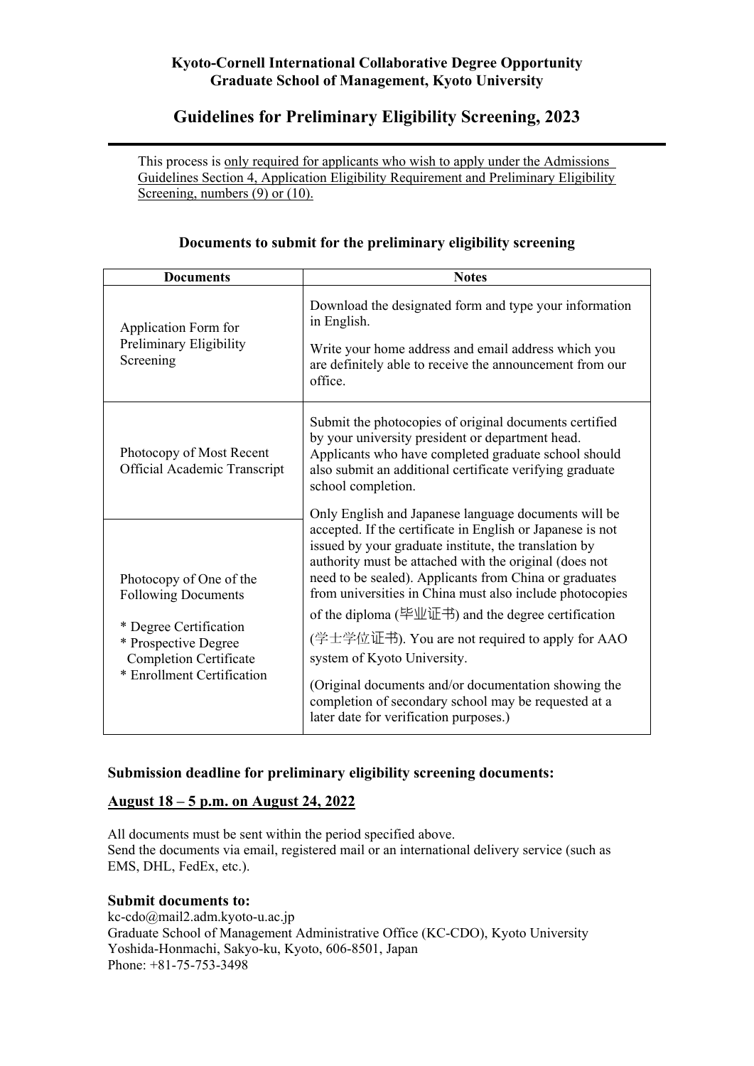**Kyoto-Cornell International Collaborative Degree Opportunity**
**Graduate School of Management, Kyoto University**

# Guidelines for Preliminary Eligibility Screening, 2023

This process is only required for applicants who wish to apply under the Admissions Guidelines Section 4, Application Eligibility Requirement and Preliminary Eligibility Screening, numbers (9) or (10).

### Documents to submit for the preliminary eligibility screening

| Documents | Notes |
|---|---|
| Application Form for Preliminary Eligibility Screening | Download the designated form and type your information in English.<br><br>Write your home address and email address which you are definitely able to receive the announcement from our office. |
| Photocopy of Most Recent Official Academic Transcript | Submit the photocopies of original documents certified by your university president or department head. Applicants who have completed graduate school should also submit an additional certificate verifying graduate school completion.<br><br>Only English and Japanese language documents will be accepted. If the certificate in English or Japanese is not issued by your graduate institute, the translation by authority must be attached with the original (does not need to be sealed). Applicants from China or graduates from universities in China must also include photocopies of the diploma (毕业证书) and the degree certification (学士学位证书). You are not required to apply for AAO system of Kyoto University.<br><br>(Original documents and/or documentation showing the completion of secondary school may be requested at a later date for verification purposes.) |
| Photocopy of One of the Following Documents<br><br>* Degree Certification<br>* Prospective Degree Completion Certificate<br>* Enrollment Certification | |

### Submission deadline for preliminary eligibility screening documents:

**August 18 – 5 p.m. on August 24, 2022**

All documents must be sent within the period specified above.
Send the documents via email, registered mail or an international delivery service (such as EMS, DHL, FedEx, etc.).

### Submit documents to:

kc-cdo@mail2.adm.kyoto-u.ac.jp
Graduate School of Management Administrative Office (KC-CDO), Kyoto University
Yoshida-Honmachi, Sakyo-ku, Kyoto, 606-8501, Japan
Phone: +81-75-753-3498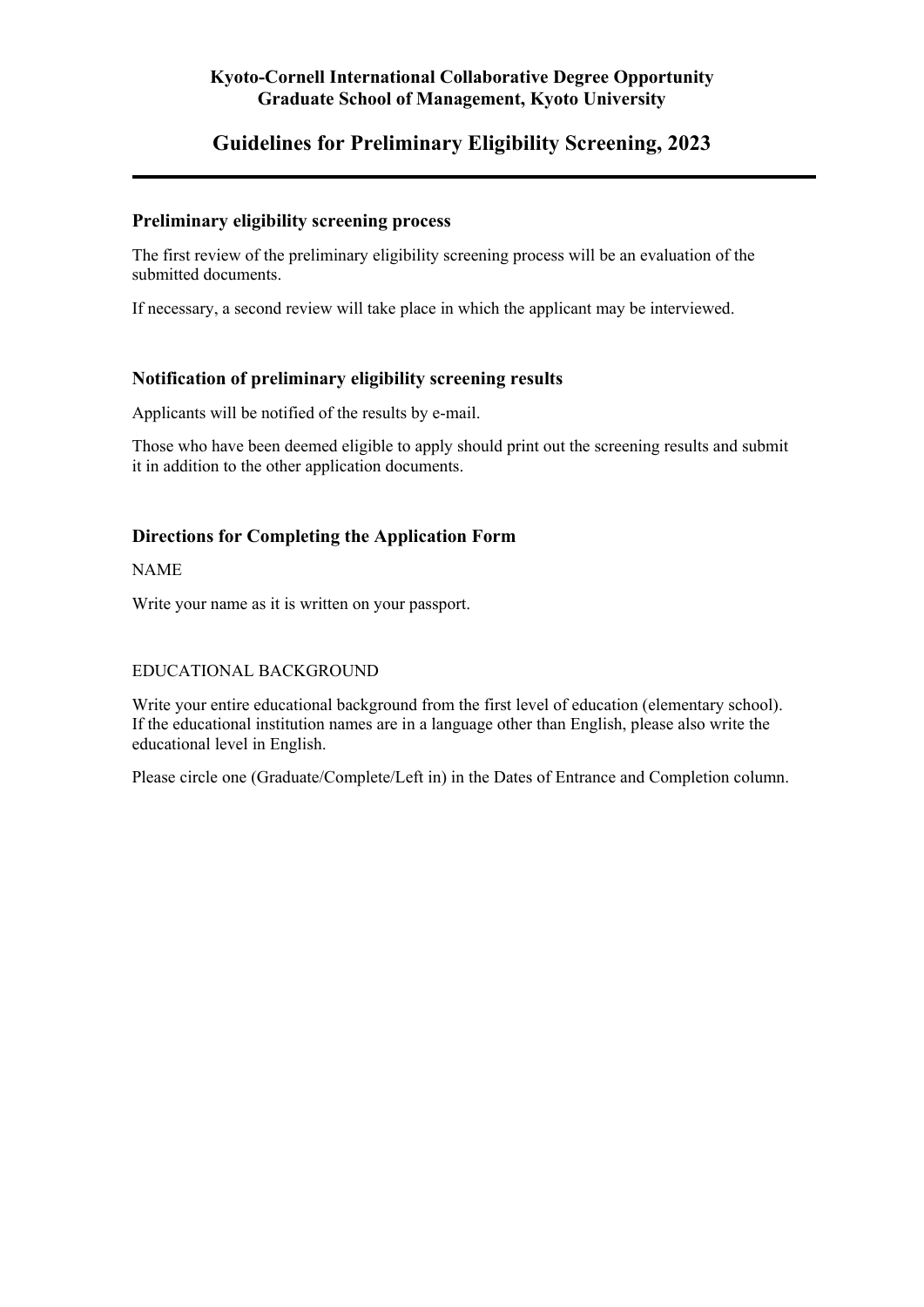**Kyoto-Cornell International Collaborative Degree Opportunity**
**Graduate School of Management, Kyoto University**

# Guidelines for Preliminary Eligibility Screening, 2023

---

## Preliminary eligibility screening process

The first review of the preliminary eligibility screening process will be an evaluation of the submitted documents.

If necessary, a second review will take place in which the applicant may be interviewed.

## Notification of preliminary eligibility screening results

Applicants will be notified of the results by e-mail.

Those who have been deemed eligible to apply should print out the screening results and submit it in addition to the other application documents.

## Directions for Completing the Application Form

NAME

Write your name as it is written on your passport.

EDUCATIONAL BACKGROUND

Write your entire educational background from the first level of education (elementary school). If the educational institution names are in a language other than English, please also write the educational level in English.

Please circle one (Graduate/Complete/Left in) in the Dates of Entrance and Completion column.